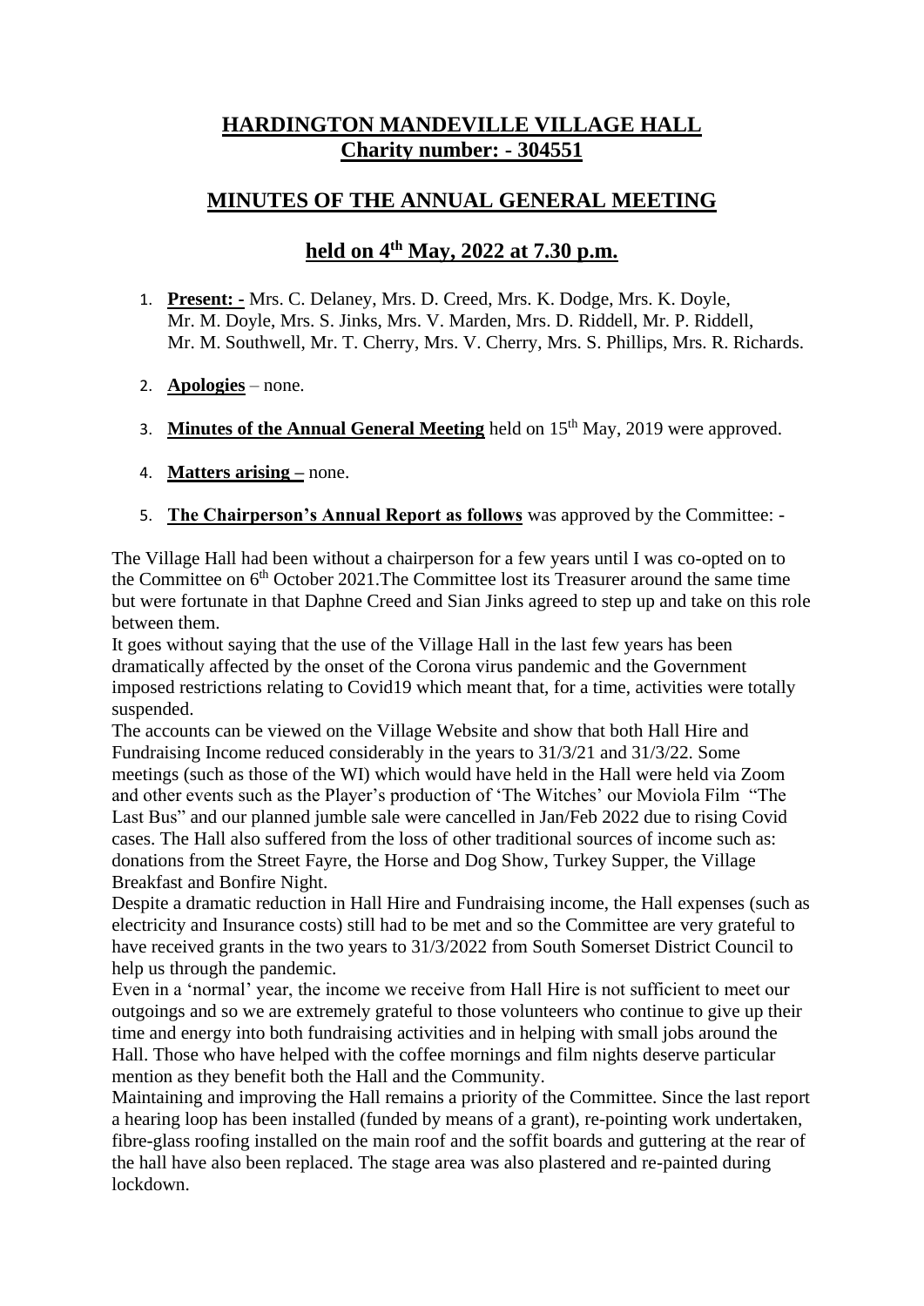# HARDINGTON MANDEVILLE VILLAGE HALL
## Charity number: - 304551

## MINUTES OF THE ANNUAL GENERAL MEETING

## held on 4th May, 2022 at 7.30 p.m.

1. **Present: -** Mrs. C. Delaney, Mrs. D. Creed, Mrs. K. Dodge, Mrs. K. Doyle, Mr. M. Doyle, Mrs. S. Jinks, Mrs. V. Marden, Mrs. D. Riddell, Mr. P. Riddell, Mr. M. Southwell, Mr. T. Cherry, Mrs. V. Cherry, Mrs. S. Phillips, Mrs. R. Richards.

2. **Apologies** – none.

3. **Minutes of the Annual General Meeting** held on 15th May, 2019 were approved.

4. **Matters arising –** none.

5. **The Chairperson's Annual Report as follows** was approved by the Committee: -

The Village Hall had been without a chairperson for a few years until I was co-opted on to the Committee on 6th October 2021.The Committee lost its Treasurer around the same time but were fortunate in that Daphne Creed and Sian Jinks agreed to step up and take on this role between them.

It goes without saying that the use of the Village Hall in the last few years has been dramatically affected by the onset of the Corona virus pandemic and the Government imposed restrictions relating to Covid19 which meant that, for a time, activities were totally suspended.

The accounts can be viewed on the Village Website and show that both Hall Hire and Fundraising Income reduced considerably in the years to 31/3/21 and 31/3/22. Some meetings (such as those of the WI) which would have held in the Hall were held via Zoom and other events such as the Player's production of 'The Witches' our Moviola Film "The Last Bus" and our planned jumble sale were cancelled in Jan/Feb 2022 due to rising Covid cases. The Hall also suffered from the loss of other traditional sources of income such as: donations from the Street Fayre, the Horse and Dog Show, Turkey Supper, the Village Breakfast and Bonfire Night.

Despite a dramatic reduction in Hall Hire and Fundraising income, the Hall expenses (such as electricity and Insurance costs) still had to be met and so the Committee are very grateful to have received grants in the two years to 31/3/2022 from South Somerset District Council to help us through the pandemic.

Even in a 'normal' year, the income we receive from Hall Hire is not sufficient to meet our outgoings and so we are extremely grateful to those volunteers who continue to give up their time and energy into both fundraising activities and in helping with small jobs around the Hall. Those who have helped with the coffee mornings and film nights deserve particular mention as they benefit both the Hall and the Community.

Maintaining and improving the Hall remains a priority of the Committee. Since the last report a hearing loop has been installed (funded by means of a grant), re-pointing work undertaken, fibre-glass roofing installed on the main roof and the soffit boards and guttering at the rear of the hall have also been replaced. The stage area was also plastered and re-painted during lockdown.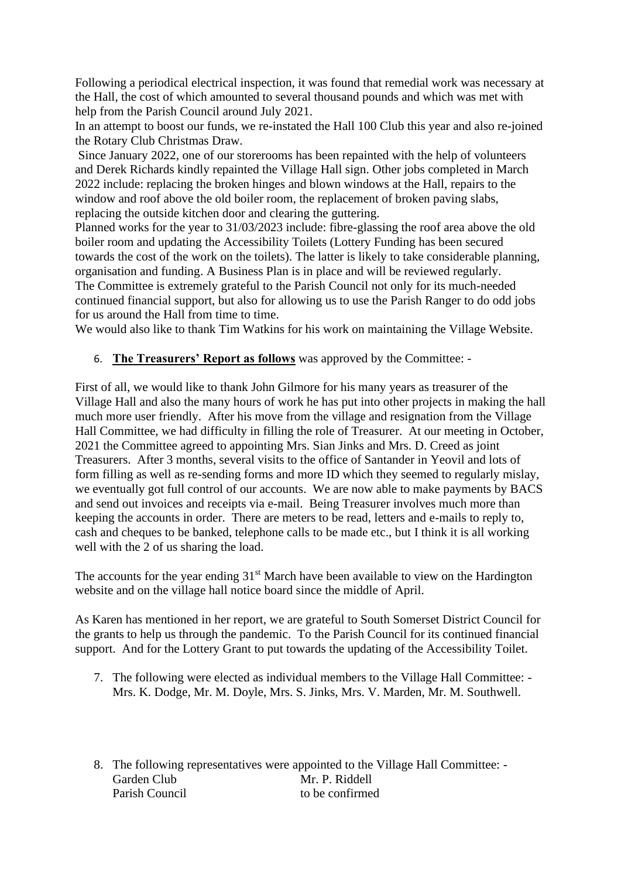Following a periodical electrical inspection, it was found that remedial work was necessary at the Hall, the cost of which amounted to several thousand pounds and which was met with help from the Parish Council around July 2021.

In an attempt to boost our funds, we re-instated the Hall 100 Club this year and also re-joined the Rotary Club Christmas Draw.

Since January 2022, one of our storerooms has been repainted with the help of volunteers and Derek Richards kindly repainted the Village Hall sign. Other jobs completed in March 2022 include: replacing the broken hinges and blown windows at the Hall, repairs to the window and roof above the old boiler room, the replacement of broken paving slabs, replacing the outside kitchen door and clearing the guttering.

Planned works for the year to 31/03/2023 include: fibre-glassing the roof area above the old boiler room and updating the Accessibility Toilets (Lottery Funding has been secured towards the cost of the work on the toilets). The latter is likely to take considerable planning, organisation and funding. A Business Plan is in place and will be reviewed regularly.

The Committee is extremely grateful to the Parish Council not only for its much-needed continued financial support, but also for allowing us to use the Parish Ranger to do odd jobs for us around the Hall from time to time.

We would also like to thank Tim Watkins for his work on maintaining the Village Website.

6. **The Treasurers' Report as follows** was approved by the Committee: -

First of all, we would like to thank John Gilmore for his many years as treasurer of the Village Hall and also the many hours of work he has put into other projects in making the hall much more user friendly. After his move from the village and resignation from the Village Hall Committee, we had difficulty in filling the role of Treasurer. At our meeting in October, 2021 the Committee agreed to appointing Mrs. Sian Jinks and Mrs. D. Creed as joint Treasurers. After 3 months, several visits to the office of Santander in Yeovil and lots of form filling as well as re-sending forms and more ID which they seemed to regularly mislay, we eventually got full control of our accounts. We are now able to make payments by BACS and send out invoices and receipts via e-mail. Being Treasurer involves much more than keeping the accounts in order. There are meters to be read, letters and e-mails to reply to, cash and cheques to be banked, telephone calls to be made etc., but I think it is all working well with the 2 of us sharing the load.

The accounts for the year ending 31st March have been available to view on the Hardington website and on the village hall notice board since the middle of April.

As Karen has mentioned in her report, we are grateful to South Somerset District Council for the grants to help us through the pandemic. To the Parish Council for its continued financial support. And for the Lottery Grant to put towards the updating of the Accessibility Toilet.

7. The following were elected as individual members to the Village Hall Committee: - Mrs. K. Dodge, Mr. M. Doyle, Mrs. S. Jinks, Mrs. V. Marden, Mr. M. Southwell.

8. The following representatives were appointed to the Village Hall Committee: -

| | |
|---|---|
| Garden Club | Mr. P. Riddell |
| Parish Council | to be confirmed |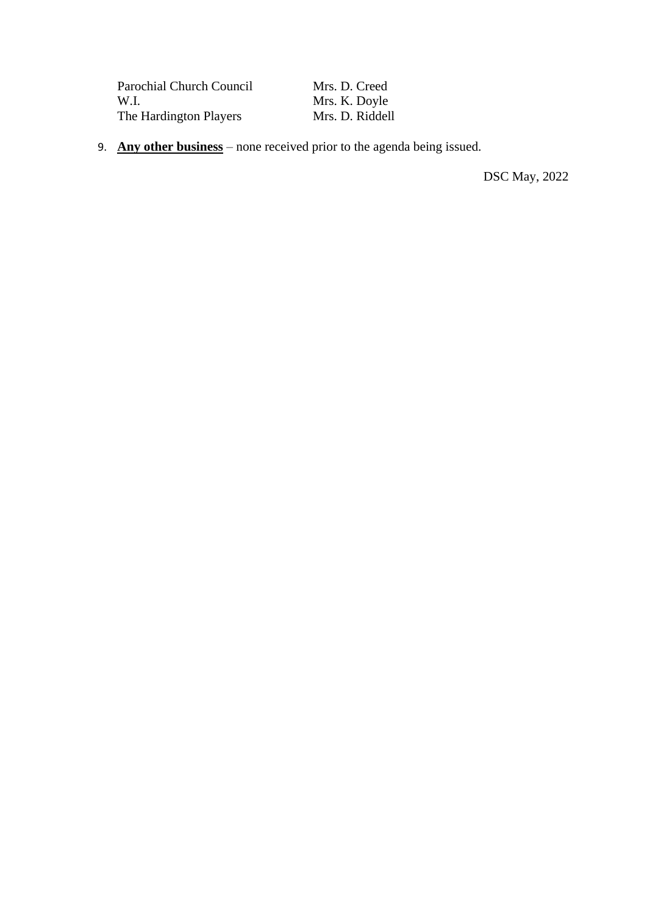| | |
|---|---|
| Parochial Church Council | Mrs. D. Creed |
| W.I. | Mrs. K. Doyle |
| The Hardington Players | Mrs. D. Riddell |

9. **Any other business** – none received prior to the agenda being issued.

DSC May, 2022